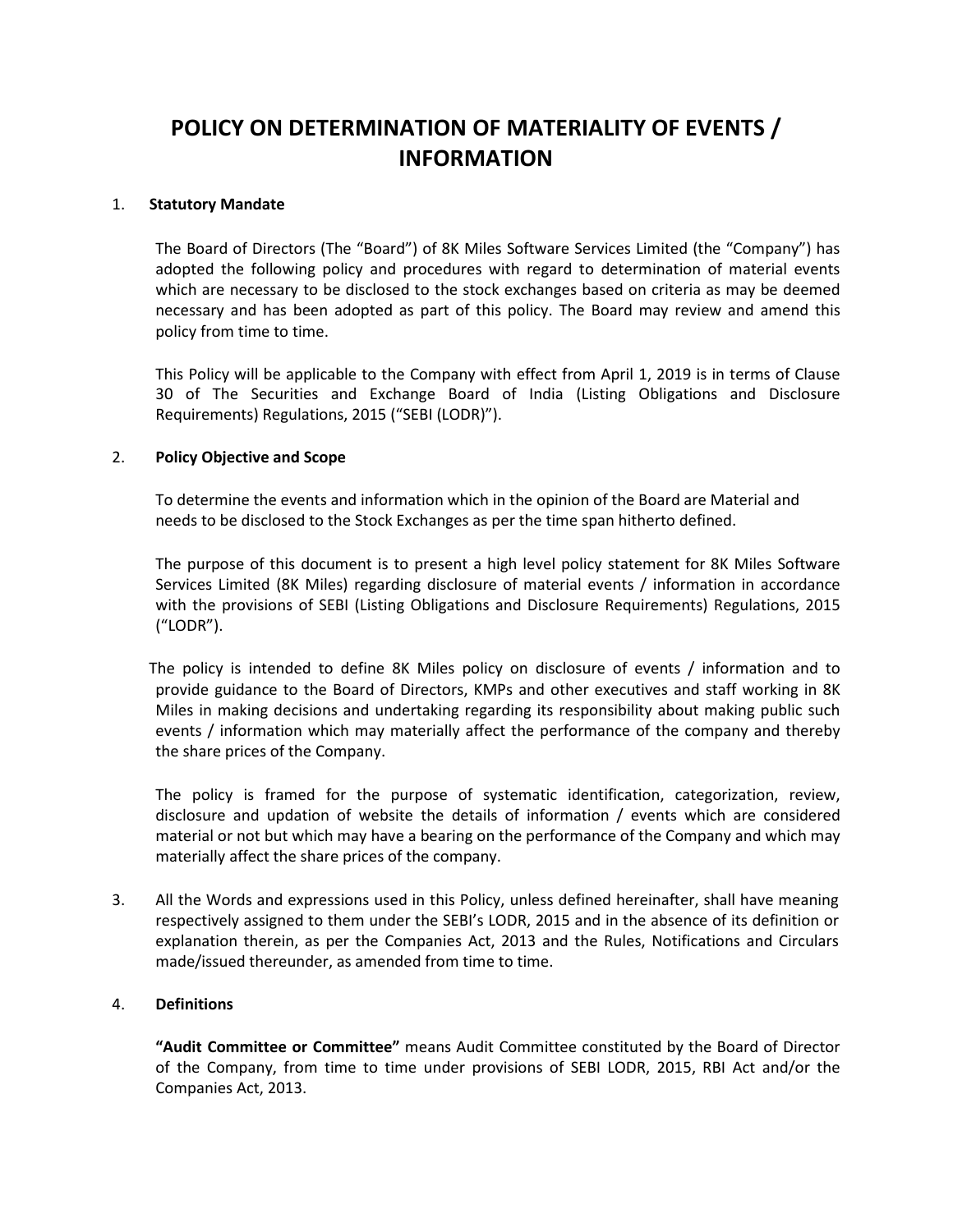# POLICY ON DETERMINATION OF MATERIALITY OF EVENTS / INFORMATION

1. **Statutory Mandate**

   The Board of Directors (The "Board") of 8K Miles Software Services Limited (the "Company") has adopted the following policy and procedures with regard to determination of material events which are necessary to be disclosed to the stock exchanges based on criteria as may be deemed necessary and has been adopted as part of this policy. The Board may review and amend this policy from time to time.

   This Policy will be applicable to the Company with effect from April 1, 2019 is in terms of Clause 30 of The Securities and Exchange Board of India (Listing Obligations and Disclosure Requirements) Regulations, 2015 ("SEBI (LODR)").

2. **Policy Objective and Scope**

   To determine the events and information which in the opinion of the Board are Material and needs to be disclosed to the Stock Exchanges as per the time span hitherto defined.

   The purpose of this document is to present a high level policy statement for 8K Miles Software Services Limited (8K Miles) regarding disclosure of material events / information in accordance with the provisions of SEBI (Listing Obligations and Disclosure Requirements) Regulations, 2015 ("LODR").

   The policy is intended to define 8K Miles policy on disclosure of events / information and to provide guidance to the Board of Directors, KMPs and other executives and staff working in 8K Miles in making decisions and undertaking regarding its responsibility about making public such events / information which may materially affect the performance of the company and thereby the share prices of the Company.

   The policy is framed for the purpose of systematic identification, categorization, review, disclosure and updation of website the details of information / events which are considered material or not but which may have a bearing on the performance of the Company and which may materially affect the share prices of the company.

3. All the Words and expressions used in this Policy, unless defined hereinafter, shall have meaning respectively assigned to them under the SEBI's LODR, 2015 and in the absence of its definition or explanation therein, as per the Companies Act, 2013 and the Rules, Notifications and Circulars made/issued thereunder, as amended from time to time.

4. **Definitions**

   **"Audit Committee or Committee"** means Audit Committee constituted by the Board of Director of the Company, from time to time under provisions of SEBI LODR, 2015, RBI Act and/or the Companies Act, 2013.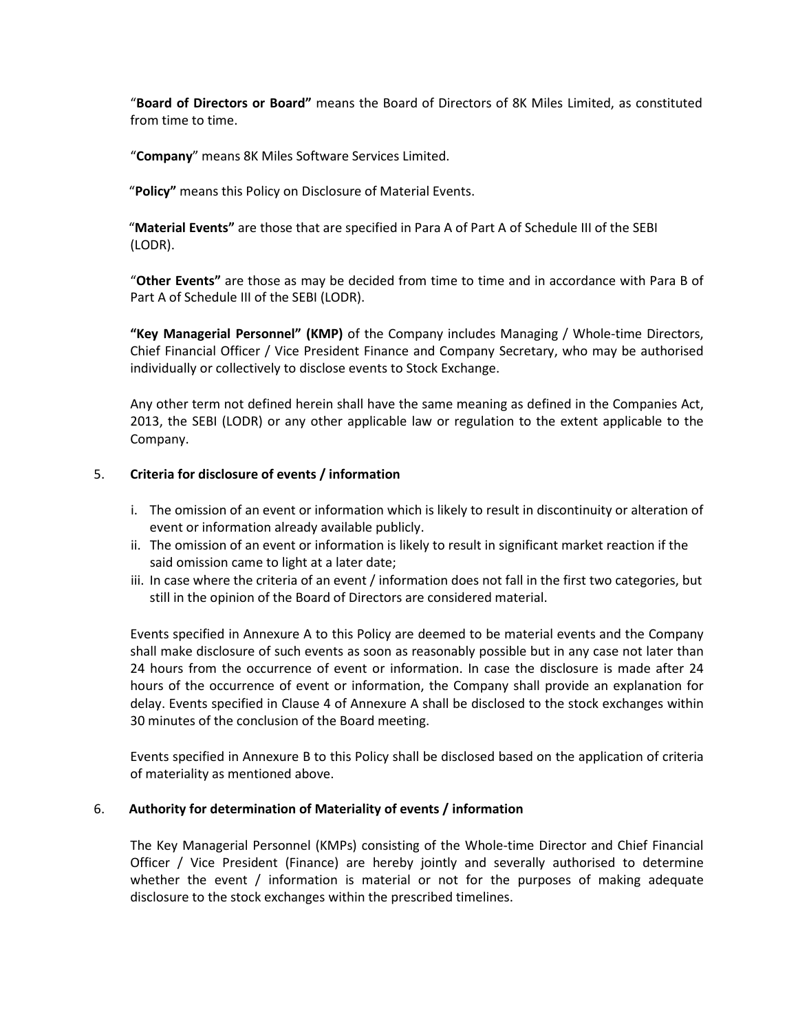"**Board of Directors or Board"** means the Board of Directors of 8K Miles Limited, as constituted from time to time.

"**Company**" means 8K Miles Software Services Limited.

"**Policy"** means this Policy on Disclosure of Material Events.

"**Material Events"** are those that are specified in Para A of Part A of Schedule III of the SEBI (LODR).

"**Other Events"** are those as may be decided from time to time and in accordance with Para B of Part A of Schedule III of the SEBI (LODR).

**"Key Managerial Personnel" (KMP)** of the Company includes Managing / Whole-time Directors, Chief Financial Officer / Vice President Finance and Company Secretary, who may be authorised individually or collectively to disclose events to Stock Exchange.

Any other term not defined herein shall have the same meaning as defined in the Companies Act, 2013, the SEBI (LODR) or any other applicable law or regulation to the extent applicable to the Company.

## 5. Criteria for disclosure of events / information

i. The omission of an event or information which is likely to result in discontinuity or alteration of event or information already available publicly.

ii. The omission of an event or information is likely to result in significant market reaction if the said omission came to light at a later date;

iii. In case where the criteria of an event / information does not fall in the first two categories, but still in the opinion of the Board of Directors are considered material.

Events specified in Annexure A to this Policy are deemed to be material events and the Company shall make disclosure of such events as soon as reasonably possible but in any case not later than 24 hours from the occurrence of event or information. In case the disclosure is made after 24 hours of the occurrence of event or information, the Company shall provide an explanation for delay. Events specified in Clause 4 of Annexure A shall be disclosed to the stock exchanges within 30 minutes of the conclusion of the Board meeting.

Events specified in Annexure B to this Policy shall be disclosed based on the application of criteria of materiality as mentioned above.

## 6. Authority for determination of Materiality of events / information

The Key Managerial Personnel (KMPs) consisting of the Whole-time Director and Chief Financial Officer / Vice President (Finance) are hereby jointly and severally authorised to determine whether the event / information is material or not for the purposes of making adequate disclosure to the stock exchanges within the prescribed timelines.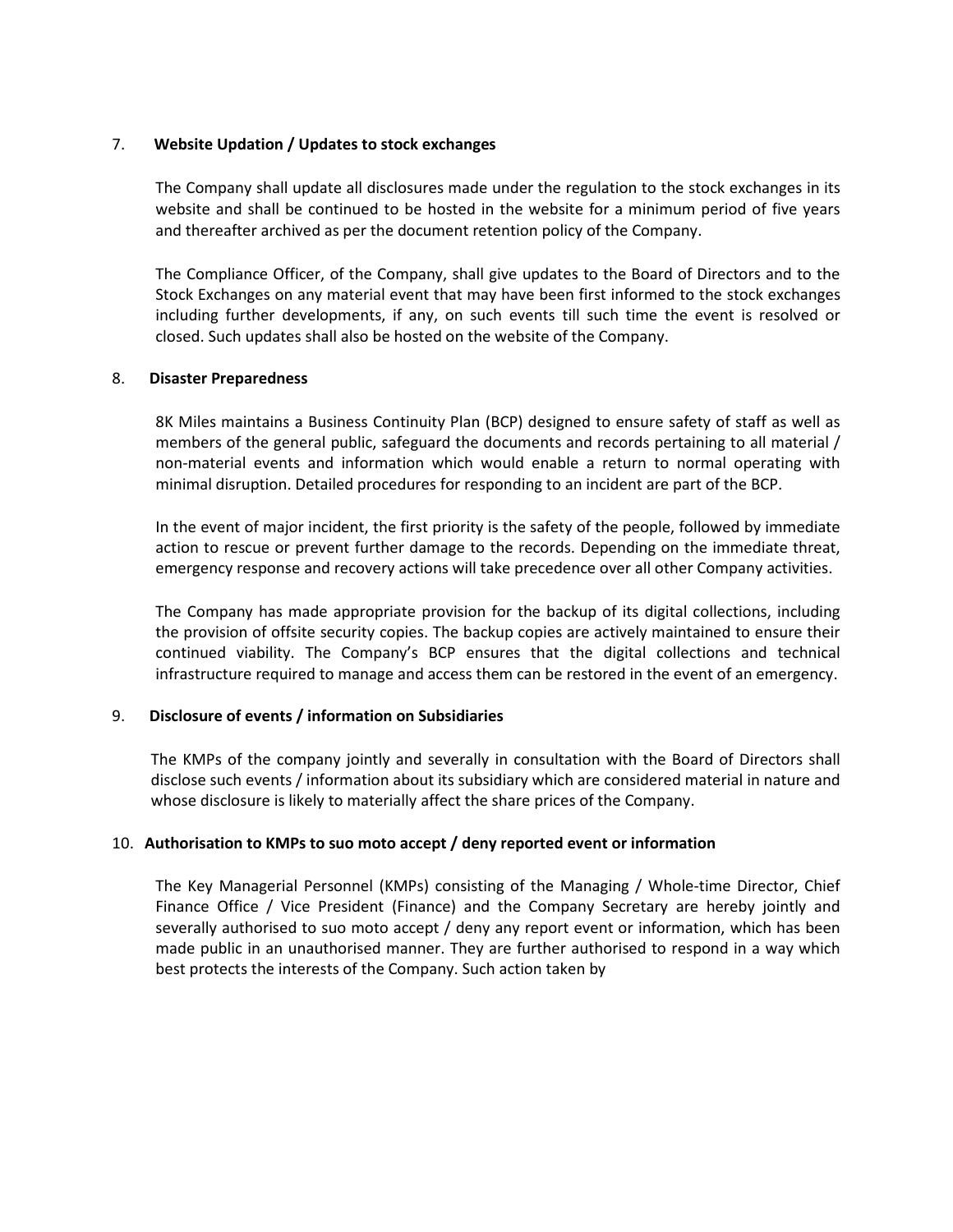7. **Website Updation / Updates to stock exchanges**

The Company shall update all disclosures made under the regulation to the stock exchanges in its website and shall be continued to be hosted in the website for a minimum period of five years and thereafter archived as per the document retention policy of the Company.

The Compliance Officer, of the Company, shall give updates to the Board of Directors and to the Stock Exchanges on any material event that may have been first informed to the stock exchanges including further developments, if any, on such events till such time the event is resolved or closed. Such updates shall also be hosted on the website of the Company.

8. **Disaster Preparedness**

8K Miles maintains a Business Continuity Plan (BCP) designed to ensure safety of staff as well as members of the general public, safeguard the documents and records pertaining to all material / non-material events and information which would enable a return to normal operating with minimal disruption. Detailed procedures for responding to an incident are part of the BCP.

In the event of major incident, the first priority is the safety of the people, followed by immediate action to rescue or prevent further damage to the records. Depending on the immediate threat, emergency response and recovery actions will take precedence over all other Company activities.

The Company has made appropriate provision for the backup of its digital collections, including the provision of offsite security copies. The backup copies are actively maintained to ensure their continued viability. The Company's BCP ensures that the digital collections and technical infrastructure required to manage and access them can be restored in the event of an emergency.

9. **Disclosure of events / information on Subsidiaries**

The KMPs of the company jointly and severally in consultation with the Board of Directors shall disclose such events / information about its subsidiary which are considered material in nature and whose disclosure is likely to materially affect the share prices of the Company.

10. **Authorisation to KMPs to suo moto accept / deny reported event or information**

The Key Managerial Personnel (KMPs) consisting of the Managing / Whole-time Director, Chief Finance Office / Vice President (Finance) and the Company Secretary are hereby jointly and severally authorised to suo moto accept / deny any report event or information, which has been made public in an unauthorised manner. They are further authorised to respond in a way which best protects the interests of the Company. Such action taken by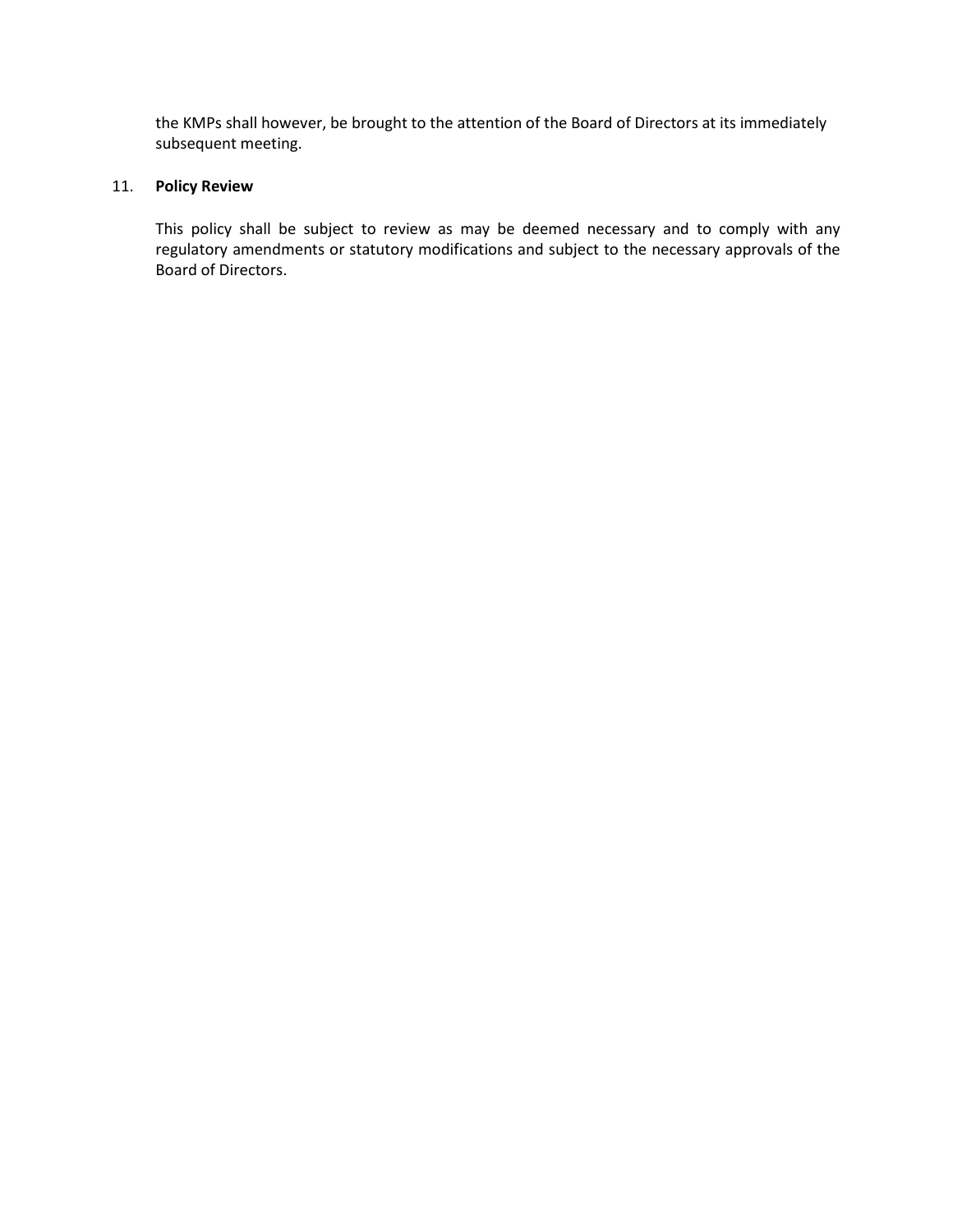the KMPs shall however, be brought to the attention of the Board of Directors at its immediately subsequent meeting.

11. **Policy Review**

This policy shall be subject to review as may be deemed necessary and to comply with any regulatory amendments or statutory modifications and subject to the necessary approvals of the Board of Directors.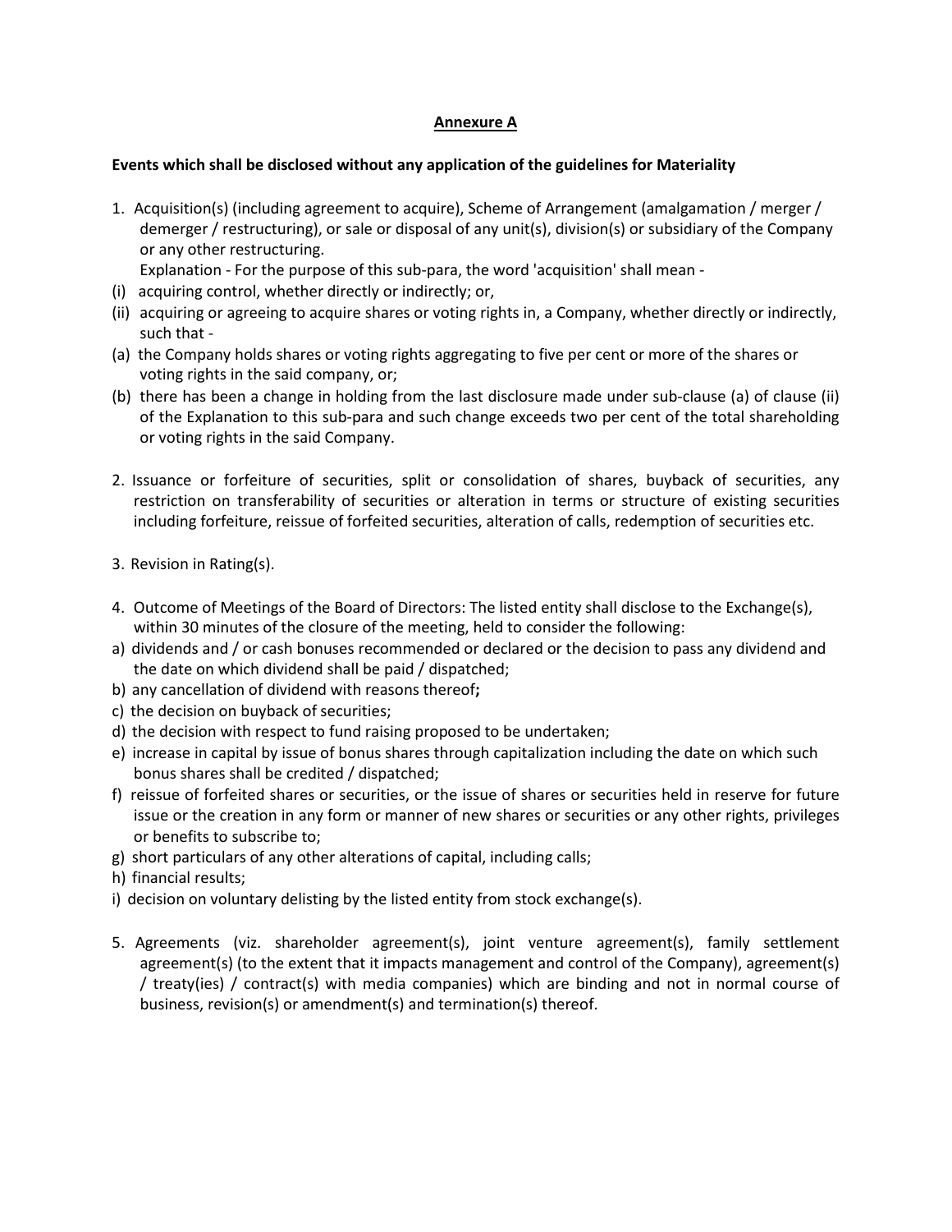## Annexure A

**Events which shall be disclosed without any application of the guidelines for Materiality**

1. Acquisition(s) (including agreement to acquire), Scheme of Arrangement (amalgamation / merger / demerger / restructuring), or sale or disposal of any unit(s), division(s) or subsidiary of the Company or any other restructuring.

   Explanation - For the purpose of this sub-para, the word 'acquisition' shall mean -

(i) acquiring control, whether directly or indirectly; or,

(ii) acquiring or agreeing to acquire shares or voting rights in, a Company, whether directly or indirectly, such that -

(a) the Company holds shares or voting rights aggregating to five per cent or more of the shares or voting rights in the said company, or;

(b) there has been a change in holding from the last disclosure made under sub-clause (a) of clause (ii) of the Explanation to this sub-para and such change exceeds two per cent of the total shareholding or voting rights in the said Company.

2. Issuance or forfeiture of securities, split or consolidation of shares, buyback of securities, any restriction on transferability of securities or alteration in terms or structure of existing securities including forfeiture, reissue of forfeited securities, alteration of calls, redemption of securities etc.

3. Revision in Rating(s).

4. Outcome of Meetings of the Board of Directors: The listed entity shall disclose to the Exchange(s), within 30 minutes of the closure of the meeting, held to consider the following:

a) dividends and / or cash bonuses recommended or declared or the decision to pass any dividend and the date on which dividend shall be paid / dispatched;

b) any cancellation of dividend with reasons thereof**;**

c) the decision on buyback of securities;

d) the decision with respect to fund raising proposed to be undertaken;

e) increase in capital by issue of bonus shares through capitalization including the date on which such bonus shares shall be credited / dispatched;

f) reissue of forfeited shares or securities, or the issue of shares or securities held in reserve for future issue or the creation in any form or manner of new shares or securities or any other rights, privileges or benefits to subscribe to;

g) short particulars of any other alterations of capital, including calls;

h) financial results;

i) decision on voluntary delisting by the listed entity from stock exchange(s).

5. Agreements (viz. shareholder agreement(s), joint venture agreement(s), family settlement agreement(s) (to the extent that it impacts management and control of the Company), agreement(s) / treaty(ies) / contract(s) with media companies) which are binding and not in normal course of business, revision(s) or amendment(s) and termination(s) thereof.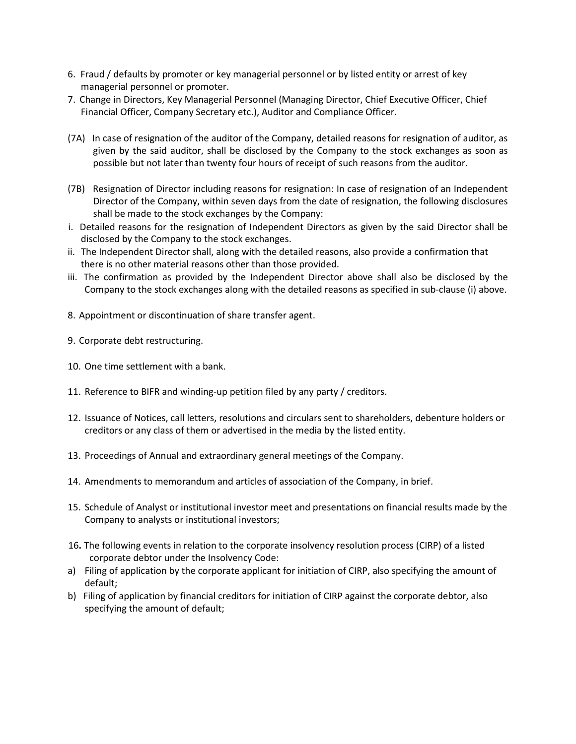6. Fraud / defaults by promoter or key managerial personnel or by listed entity or arrest of key managerial personnel or promoter.
7. Change in Directors, Key Managerial Personnel (Managing Director, Chief Executive Officer, Chief Financial Officer, Company Secretary etc.), Auditor and Compliance Officer.

(7A) In case of resignation of the auditor of the Company, detailed reasons for resignation of auditor, as given by the said auditor, shall be disclosed by the Company to the stock exchanges as soon as possible but not later than twenty four hours of receipt of such reasons from the auditor.

(7B) Resignation of Director including reasons for resignation: In case of resignation of an Independent Director of the Company, within seven days from the date of resignation, the following disclosures shall be made to the stock exchanges by the Company:

i. Detailed reasons for the resignation of Independent Directors as given by the said Director shall be disclosed by the Company to the stock exchanges.
ii. The Independent Director shall, along with the detailed reasons, also provide a confirmation that there is no other material reasons other than those provided.
iii. The confirmation as provided by the Independent Director above shall also be disclosed by the Company to the stock exchanges along with the detailed reasons as specified in sub-clause (i) above.

8. Appointment or discontinuation of share transfer agent.

9. Corporate debt restructuring.

10. One time settlement with a bank.

11. Reference to BIFR and winding-up petition filed by any party / creditors.

12. Issuance of Notices, call letters, resolutions and circulars sent to shareholders, debenture holders or creditors or any class of them or advertised in the media by the listed entity.

13. Proceedings of Annual and extraordinary general meetings of the Company.

14. Amendments to memorandum and articles of association of the Company, in brief.

15. Schedule of Analyst or institutional investor meet and presentations on financial results made by the Company to analysts or institutional investors;

16. The following events in relation to the corporate insolvency resolution process (CIRP) of a listed corporate debtor under the Insolvency Code:

a) Filing of application by the corporate applicant for initiation of CIRP, also specifying the amount of default;
b) Filing of application by financial creditors for initiation of CIRP against the corporate debtor, also specifying the amount of default;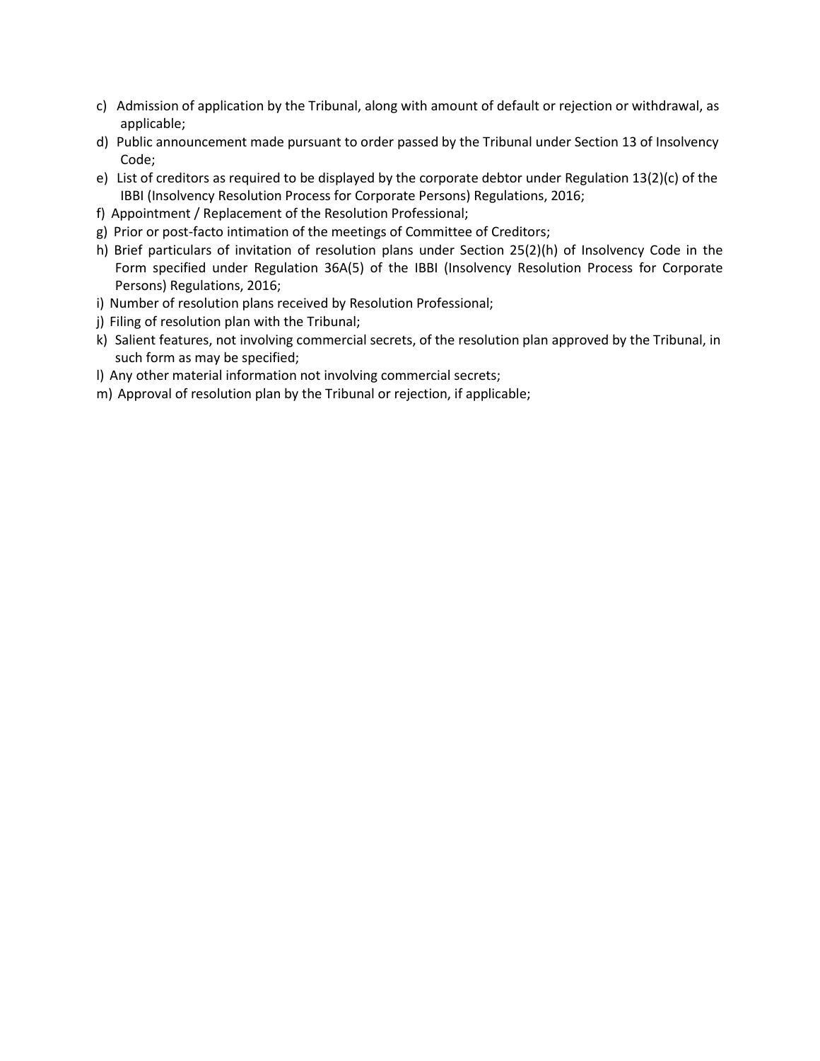c) Admission of application by the Tribunal, along with amount of default or rejection or withdrawal, as applicable;
d) Public announcement made pursuant to order passed by the Tribunal under Section 13 of Insolvency Code;
e) List of creditors as required to be displayed by the corporate debtor under Regulation 13(2)(c) of the IBBI (Insolvency Resolution Process for Corporate Persons) Regulations, 2016;
f) Appointment / Replacement of the Resolution Professional;
g) Prior or post-facto intimation of the meetings of Committee of Creditors;
h) Brief particulars of invitation of resolution plans under Section 25(2)(h) of Insolvency Code in the Form specified under Regulation 36A(5) of the IBBI (Insolvency Resolution Process for Corporate Persons) Regulations, 2016;
i) Number of resolution plans received by Resolution Professional;
j) Filing of resolution plan with the Tribunal;
k) Salient features, not involving commercial secrets, of the resolution plan approved by the Tribunal, in such form as may be specified;
l) Any other material information not involving commercial secrets;
m) Approval of resolution plan by the Tribunal or rejection, if applicable;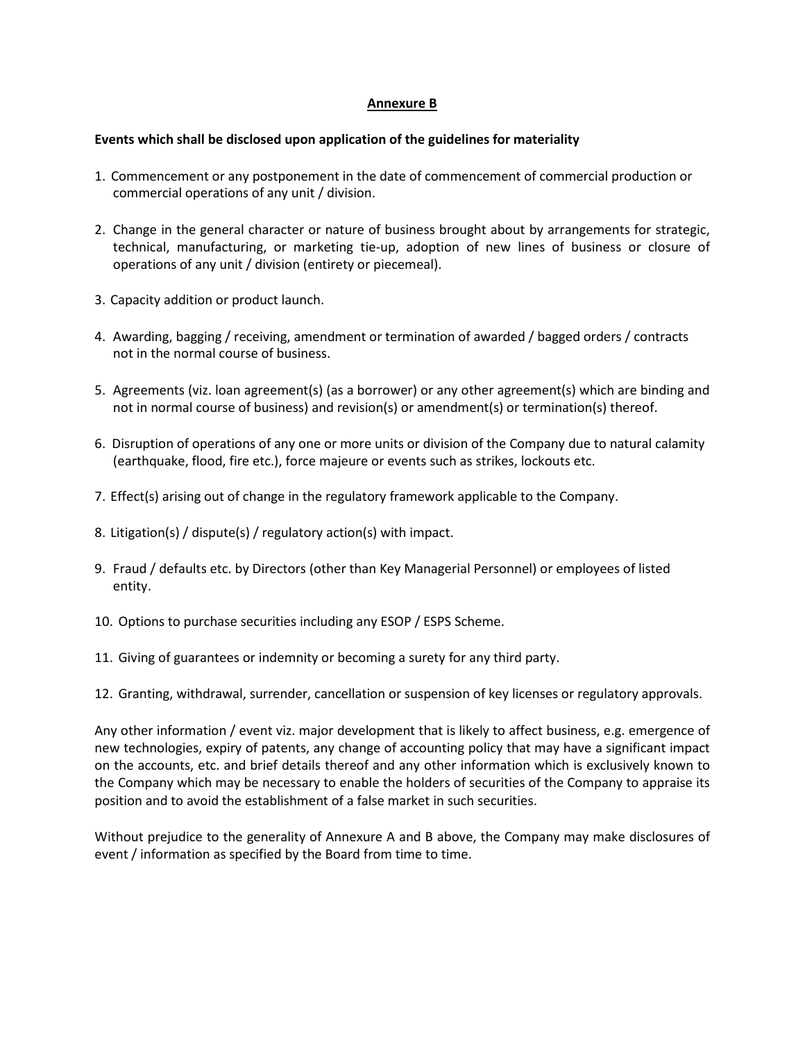## Annexure B

**Events which shall be disclosed upon application of the guidelines for materiality**

1. Commencement or any postponement in the date of commencement of commercial production or commercial operations of any unit / division.

2. Change in the general character or nature of business brought about by arrangements for strategic, technical, manufacturing, or marketing tie-up, adoption of new lines of business or closure of operations of any unit / division (entirety or piecemeal).

3. Capacity addition or product launch.

4. Awarding, bagging / receiving, amendment or termination of awarded / bagged orders / contracts not in the normal course of business.

5. Agreements (viz. loan agreement(s) (as a borrower) or any other agreement(s) which are binding and not in normal course of business) and revision(s) or amendment(s) or termination(s) thereof.

6. Disruption of operations of any one or more units or division of the Company due to natural calamity (earthquake, flood, fire etc.), force majeure or events such as strikes, lockouts etc.

7. Effect(s) arising out of change in the regulatory framework applicable to the Company.

8. Litigation(s) / dispute(s) / regulatory action(s) with impact.

9. Fraud / defaults etc. by Directors (other than Key Managerial Personnel) or employees of listed entity.

10. Options to purchase securities including any ESOP / ESPS Scheme.

11. Giving of guarantees or indemnity or becoming a surety for any third party.

12. Granting, withdrawal, surrender, cancellation or suspension of key licenses or regulatory approvals.

Any other information / event viz. major development that is likely to affect business, e.g. emergence of new technologies, expiry of patents, any change of accounting policy that may have a significant impact on the accounts, etc. and brief details thereof and any other information which is exclusively known to the Company which may be necessary to enable the holders of securities of the Company to appraise its position and to avoid the establishment of a false market in such securities.

Without prejudice to the generality of Annexure A and B above, the Company may make disclosures of event / information as specified by the Board from time to time.